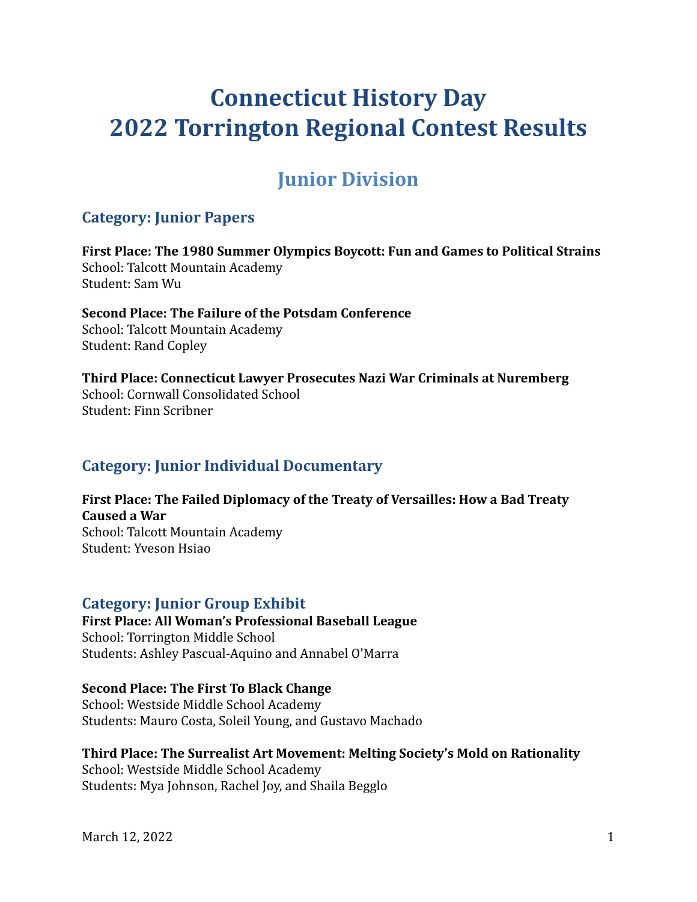# Connecticut History Day
# 2022 Torrington Regional Contest Results

## Junior Division

### Category: Junior Papers

**First Place: The 1980 Summer Olympics Boycott: Fun and Games to Political Strains**
School: Talcott Mountain Academy
Student: Sam Wu

**Second Place: The Failure of the Potsdam Conference**
School: Talcott Mountain Academy
Student: Rand Copley

**Third Place: Connecticut Lawyer Prosecutes Nazi War Criminals at Nuremberg**
School: Cornwall Consolidated School
Student: Finn Scribner

### Category: Junior Individual Documentary

**First Place: The Failed Diplomacy of the Treaty of Versailles: How a Bad Treaty Caused a War**
School: Talcott Mountain Academy
Student: Yveson Hsiao

### Category: Junior Group Exhibit

**First Place: All Woman's Professional Baseball League**
School: Torrington Middle School
Students: Ashley Pascual-Aquino and Annabel O'Marra

**Second Place: The First To Black Change**
School: Westside Middle School Academy
Students: Mauro Costa, Soleil Young, and Gustavo Machado

**Third Place: The Surrealist Art Movement: Melting Society's Mold on Rationality**
School: Westside Middle School Academy
Students: Mya Johnson, Rachel Joy, and Shaila Begglo

March 12, 2022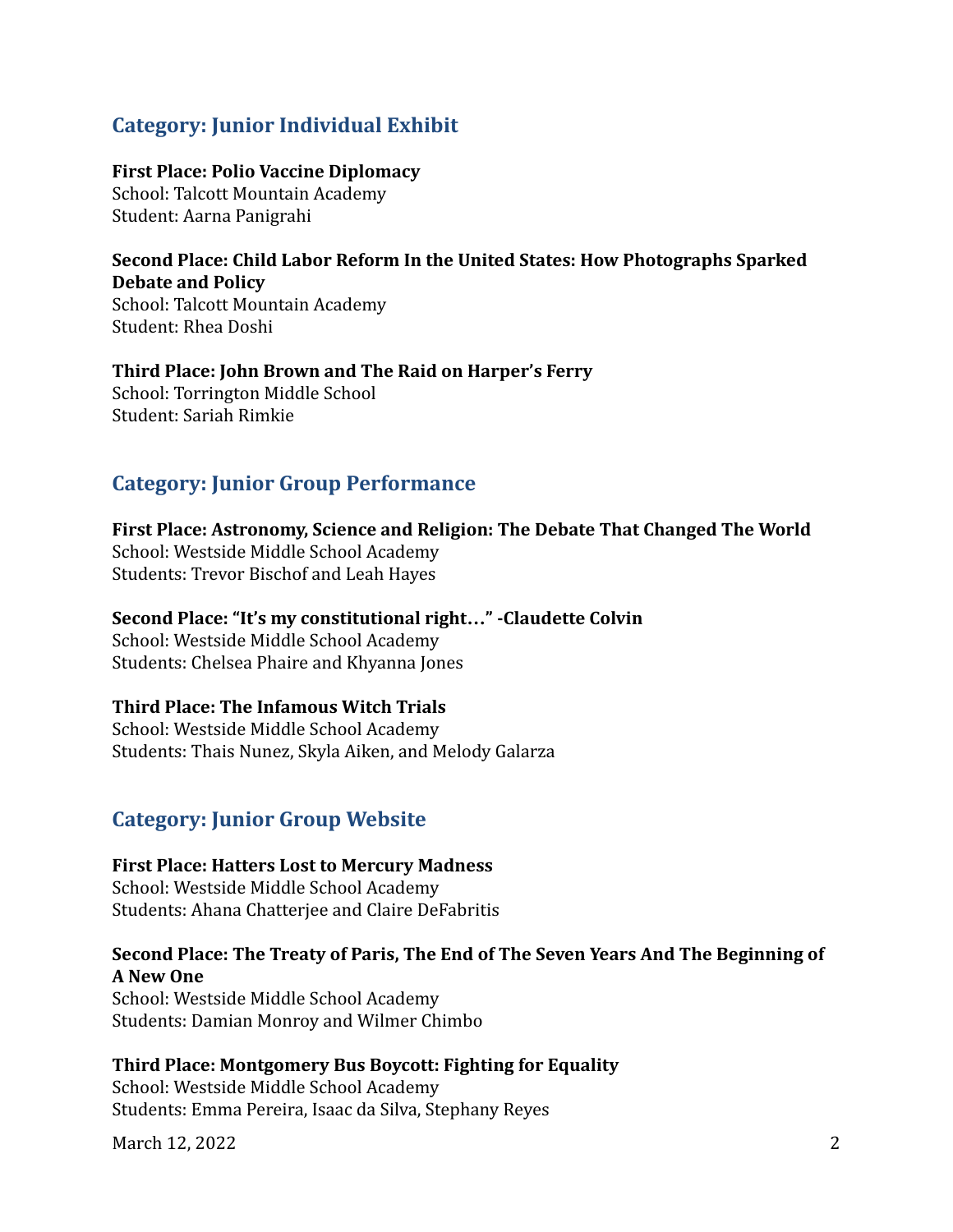## Category: Junior Individual Exhibit

**First Place: Polio Vaccine Diplomacy**
School: Talcott Mountain Academy
Student: Aarna Panigrahi

**Second Place: Child Labor Reform In the United States: How Photographs Sparked Debate and Policy**
School: Talcott Mountain Academy
Student: Rhea Doshi

**Third Place: John Brown and The Raid on Harper's Ferry**
School: Torrington Middle School
Student: Sariah Rimkie

## Category: Junior Group Performance

**First Place: Astronomy, Science and Religion: The Debate That Changed The World**
School: Westside Middle School Academy
Students: Trevor Bischof and Leah Hayes

**Second Place: "It's my constitutional right…" -Claudette Colvin**
School: Westside Middle School Academy
Students: Chelsea Phaire and Khyanna Jones

**Third Place: The Infamous Witch Trials**
School: Westside Middle School Academy
Students: Thais Nunez, Skyla Aiken, and Melody Galarza

## Category: Junior Group Website

**First Place: Hatters Lost to Mercury Madness**
School: Westside Middle School Academy
Students: Ahana Chatterjee and Claire DeFabritis

**Second Place: The Treaty of Paris, The End of The Seven Years And The Beginning of A New One**
School: Westside Middle School Academy
Students: Damian Monroy and Wilmer Chimbo

**Third Place: Montgomery Bus Boycott: Fighting for Equality**
School: Westside Middle School Academy
Students: Emma Pereira, Isaac da Silva, Stephany Reyes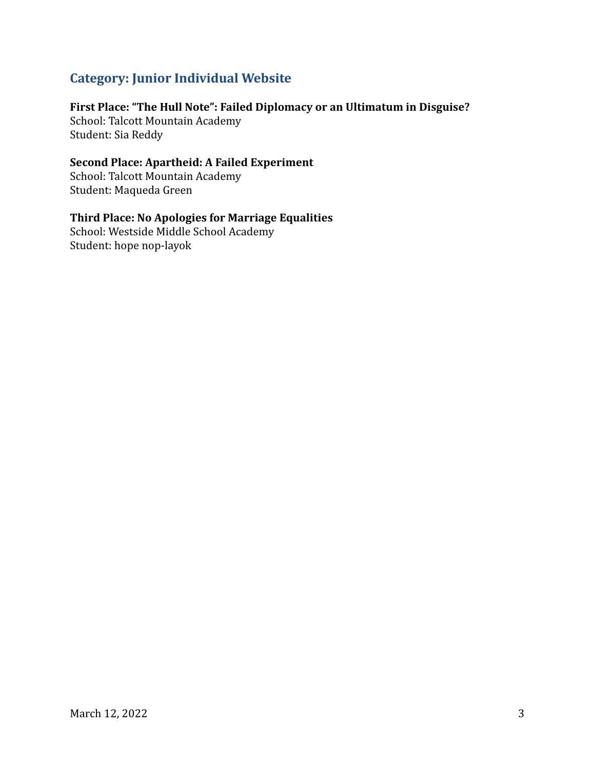## Category: Junior Individual Website

**First Place: “The Hull Note”: Failed Diplomacy or an Ultimatum in Disguise?**
School: Talcott Mountain Academy
Student: Sia Reddy

**Second Place: Apartheid: A Failed Experiment**
School: Talcott Mountain Academy
Student: Maqueda Green

**Third Place: No Apologies for Marriage Equalities**
School: Westside Middle School Academy
Student: hope nop-layok

March 12, 2022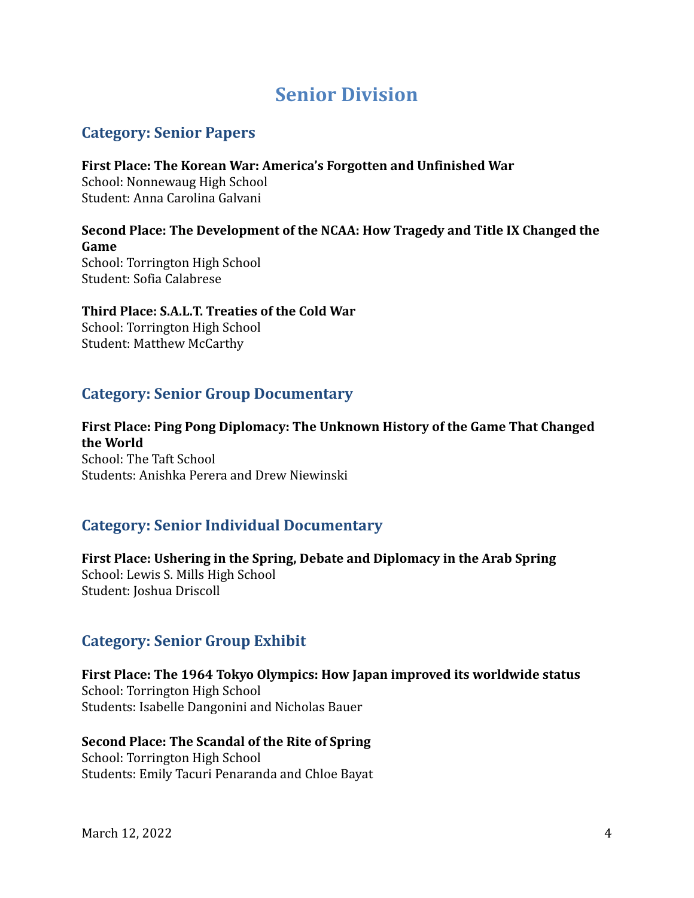# Senior Division

## Category: Senior Papers

**First Place: The Korean War: America's Forgotten and Unfinished War**
School: Nonnewaug High School
Student: Anna Carolina Galvani

**Second Place: The Development of the NCAA: How Tragedy and Title IX Changed the Game**
School: Torrington High School
Student: Sofia Calabrese

**Third Place: S.A.L.T. Treaties of the Cold War**
School: Torrington High School
Student: Matthew McCarthy

## Category: Senior Group Documentary

**First Place: Ping Pong Diplomacy: The Unknown History of the Game That Changed the World**
School: The Taft School
Students: Anishka Perera and Drew Niewinski

## Category: Senior Individual Documentary

**First Place: Ushering in the Spring, Debate and Diplomacy in the Arab Spring**
School: Lewis S. Mills High School
Student: Joshua Driscoll

## Category: Senior Group Exhibit

**First Place: The 1964 Tokyo Olympics: How Japan improved its worldwide status**
School: Torrington High School
Students: Isabelle Dangonini and Nicholas Bauer

**Second Place: The Scandal of the Rite of Spring**
School: Torrington High School
Students: Emily Tacuri Penaranda and Chloe Bayat

March 12, 2022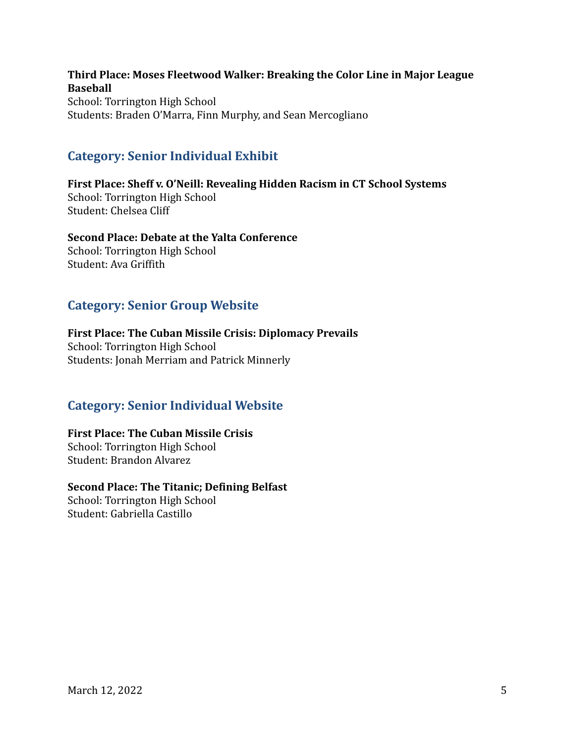**Third Place: Moses Fleetwood Walker: Breaking the Color Line in Major League Baseball**
School: Torrington High School
Students: Braden O'Marra, Finn Murphy, and Sean Mercogliano

## Category: Senior Individual Exhibit

**First Place: Sheff v. O'Neill: Revealing Hidden Racism in CT School Systems**
School: Torrington High School
Student: Chelsea Cliff

**Second Place: Debate at the Yalta Conference**
School: Torrington High School
Student: Ava Griffith

## Category: Senior Group Website

**First Place: The Cuban Missile Crisis: Diplomacy Prevails**
School: Torrington High School
Students: Jonah Merriam and Patrick Minnerly

## Category: Senior Individual Website

**First Place: The Cuban Missile Crisis**
School: Torrington High School
Student: Brandon Alvarez

**Second Place: The Titanic; Defining Belfast**
School: Torrington High School
Student: Gabriella Castillo